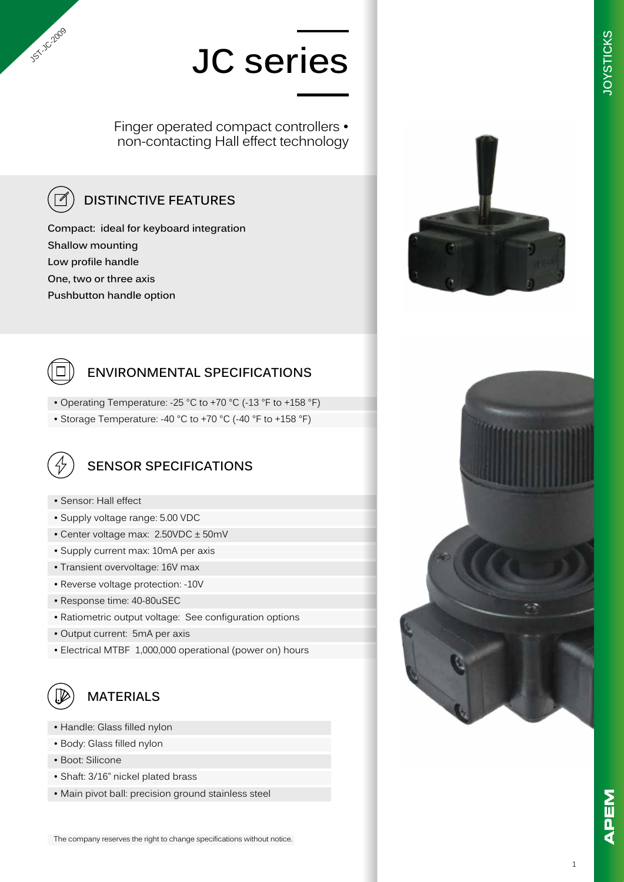JST-JC-2009

# JC series

Finger operated compact controllers • non-contacting Hall effect technology

## DISTINCTIVE FEATURES

**Compact: ideal for keyboard integration**
**Shallow mounting**
**Low profile handle**
**One, two or three axis**
**Pushbutton handle option**

## ENVIRONMENTAL SPECIFICATIONS

- Operating Temperature: -25 °C to +70 °C (-13 °F to +158 °F)
- Storage Temperature: -40 °C to +70 °C (-40 °F to +158 °F)

## SENSOR SPECIFICATIONS

- Sensor: Hall effect
- Supply voltage range: 5.00 VDC
- Center voltage max: 2.50VDC ± 50mV
- Supply current max: 10mA per axis
- Transient overvoltage: 16V max
- Reverse voltage protection: -10V
- Response time: 40-80uSEC
- Ratiometric output voltage: See configuration options
- Output current: 5mA per axis
- Electrical MTBF 1,000,000 operational (power on) hours

## MATERIALS

- Handle: Glass filled nylon
- Body: Glass filled nylon
- Boot: Silicone
- Shaft: 3/16" nickel plated brass
- Main pivot ball: precision ground stainless steel

The company reserves the right to change specifications without notice.

JOYSTICKS

APEM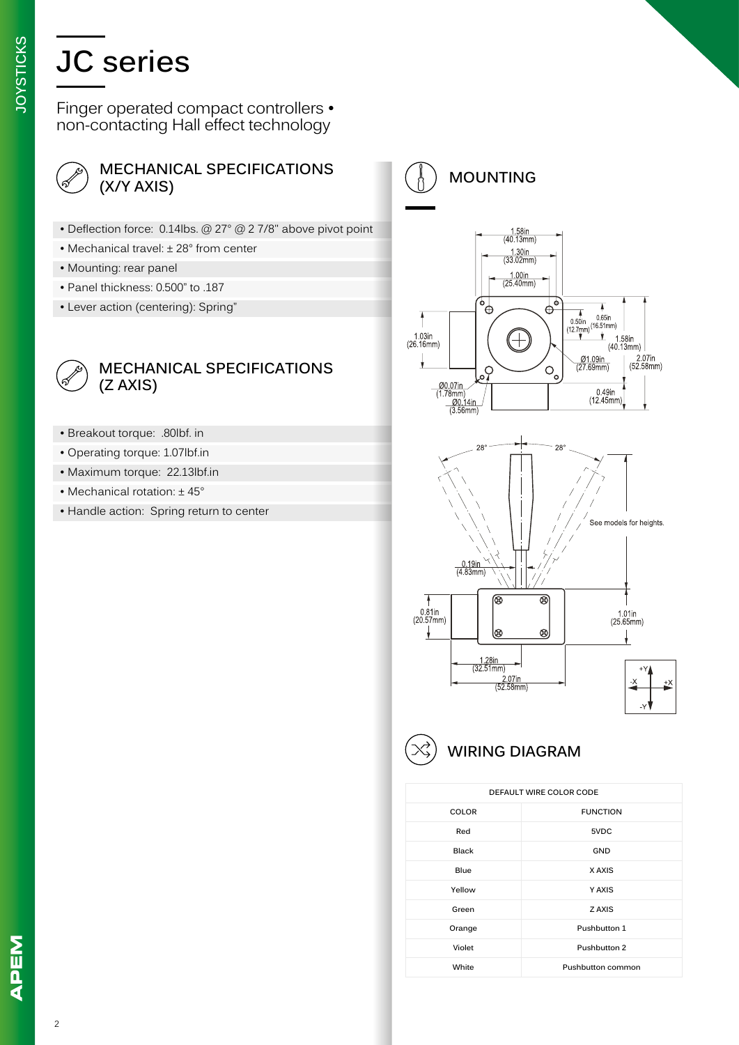# JC series

Finger operated compact controllers • non-contacting Hall effect technology

## MECHANICAL SPECIFICATIONS (X/Y AXIS)

- Deflection force: 0.14lbs. @ 27° @ 2 7/8" above pivot point
- Mechanical travel: ± 28° from center
- Mounting: rear panel
- Panel thickness: 0.500" to .187
- Lever action (centering): Spring"

## MECHANICAL SPECIFICATIONS (Z AXIS)

- Breakout torque: .80lbf. in
- Operating torque: 1.07lbf.in
- Maximum torque: 22.13lbf.in
- Mechanical rotation: ± 45°
- Handle action: Spring return to center

## MOUNTING

1.58in (40.13mm)
1.30in (33.02mm)
1.00in (25.40mm)
1.03in (26.16mm)
0.50in (12.7mm)
0.65in (16.51mm)
1.58in (40.13mm)
2.07in (52.58mm)
Ø1.09in (27.69mm)
Ø0.07in (1.78mm)
Ø0.14in (3.56mm)
0.49in (12.45mm)

28° 28°

See models for heights.

0.19in (4.83mm)
0.81in (20.57mm)
1.01in (25.65mm)
1.28in (32.51mm)
2.07in (52.58mm)

+Y -X +X -Y

## WIRING DIAGRAM

| DEFAULT WIRE COLOR CODE | |
|---|---|
| COLOR | FUNCTION |
| Red | 5VDC |
| Black | GND |
| Blue | X AXIS |
| Yellow | Y AXIS |
| Green | Z AXIS |
| Orange | Pushbutton 1 |
| Violet | Pushbutton 2 |
| White | Pushbutton common |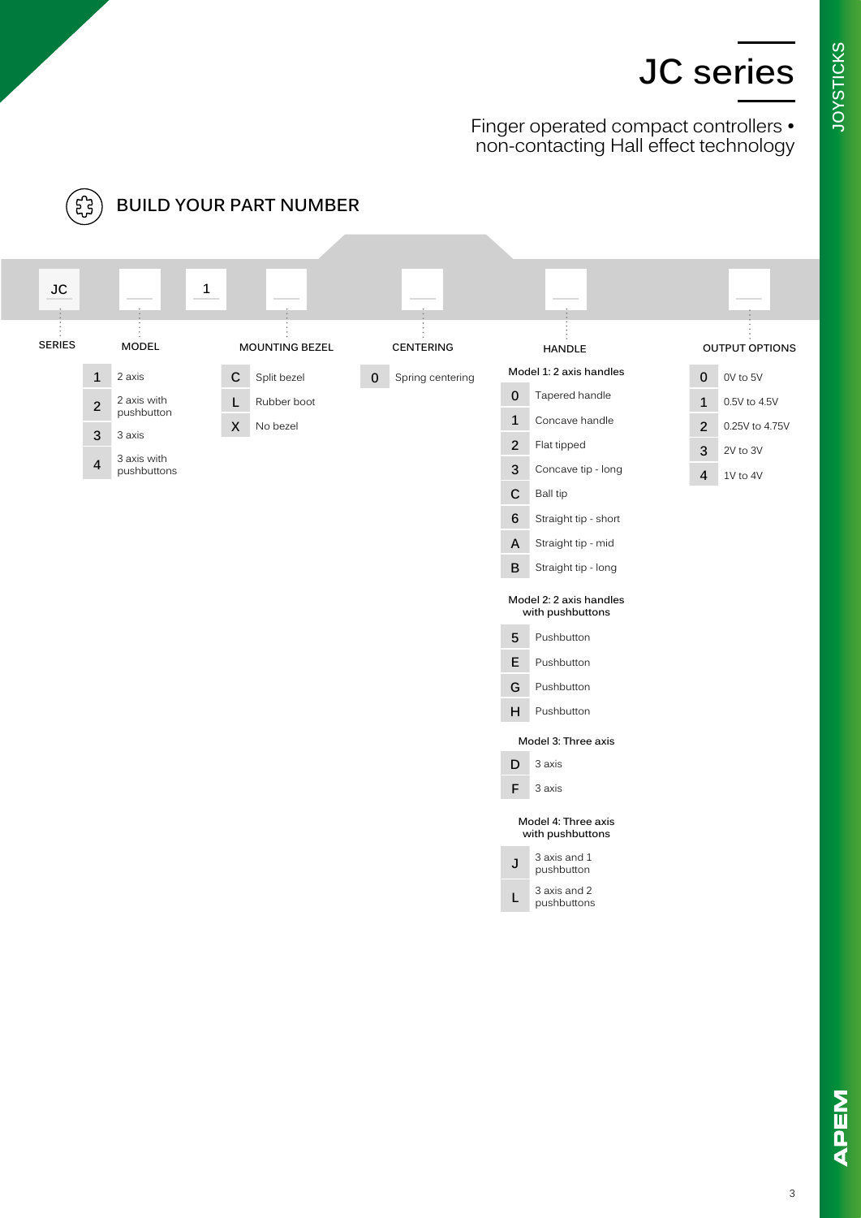# JC series

Finger operated compact controllers • non-contacting Hall effect technology

## BUILD YOUR PART NUMBER

| JC | _ | 1 | _ | _ | _ | _ |
|---|---|---|---|---|---|---|
| SERIES | MODEL | | MOUNTING BEZEL | CENTERING | HANDLE | OUTPUT OPTIONS |

### MODEL

| Code | Description |
|---|---|
| 1 | 2 axis |
| 2 | 2 axis with pushbutton |
| 3 | 3 axis |
| 4 | 3 axis with pushbuttons |

### MOUNTING BEZEL

| Code | Description |
|---|---|
| C | Split bezel |
| L | Rubber boot |
| X | No bezel |

### CENTERING

| Code | Description |
|---|---|
| 0 | Spring centering |

### HANDLE

**Model 1: 2 axis handles**

| Code | Description |
|---|---|
| 0 | Tapered handle |
| 1 | Concave handle |
| 2 | Flat tipped |
| 3 | Concave tip - long |
| C | Ball tip |
| 6 | Straight tip - short |
| A | Straight tip - mid |
| B | Straight tip - long |

**Model 2: 2 axis handles with pushbuttons**

| Code | Description |
|---|---|
| 5 | Pushbutton |
| E | Pushbutton |
| G | Pushbutton |
| H | Pushbutton |

**Model 3: Three axis**

| Code | Description |
|---|---|
| D | 3 axis |
| F | 3 axis |

**Model 4: Three axis with pushbuttons**

| Code | Description |
|---|---|
| J | 3 axis and 1 pushbutton |
| L | 3 axis and 2 pushbuttons |

### OUTPUT OPTIONS

| Code | Description |
|---|---|
| 0 | 0V to 5V |
| 1 | 0.5V to 4.5V |
| 2 | 0.25V to 4.75V |
| 3 | 2V to 3V |
| 4 | 1V to 4V |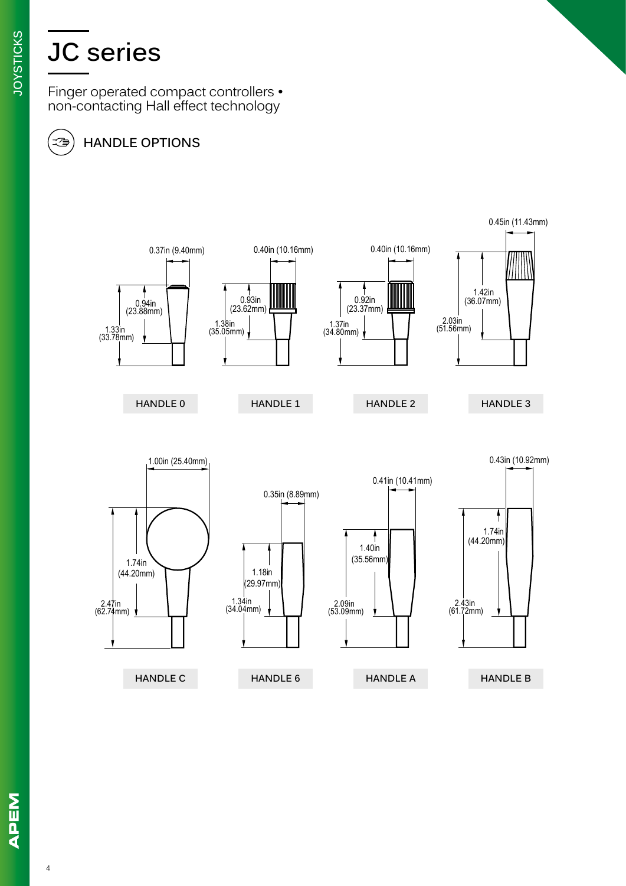# JC series

Finger operated compact controllers • non-contacting Hall effect technology

## HANDLE OPTIONS

**HANDLE 0**
- 0.37in (9.40mm)
- 0.94in (23.88mm)
- 1.33in (33.78mm)

**HANDLE 1**
- 0.40in (10.16mm)
- 0.93in (23.62mm)
- 1.38in (35.05mm)

**HANDLE 2**
- 0.40in (10.16mm)
- 0.92in (23.37mm)
- 1.37in (34.80mm)

**HANDLE 3**
- 0.45in (11.43mm)
- 1.42in (36.07mm)
- 2.03in (51.56mm)

**HANDLE C**
- 1.00in (25.40mm)
- 1.74in (44.20mm)
- 2.47in (62.74mm)

**HANDLE 6**
- 0.35in (8.89mm)
- 1.18in (29.97mm)
- 1.34in (34.04mm)

**HANDLE A**
- 0.41in (10.41mm)
- 1.40in (35.56mm)
- 2.09in (53.09mm)

**HANDLE B**
- 0.43in (10.92mm)
- 1.74in (44.20mm)
- 2.43in (61.72mm)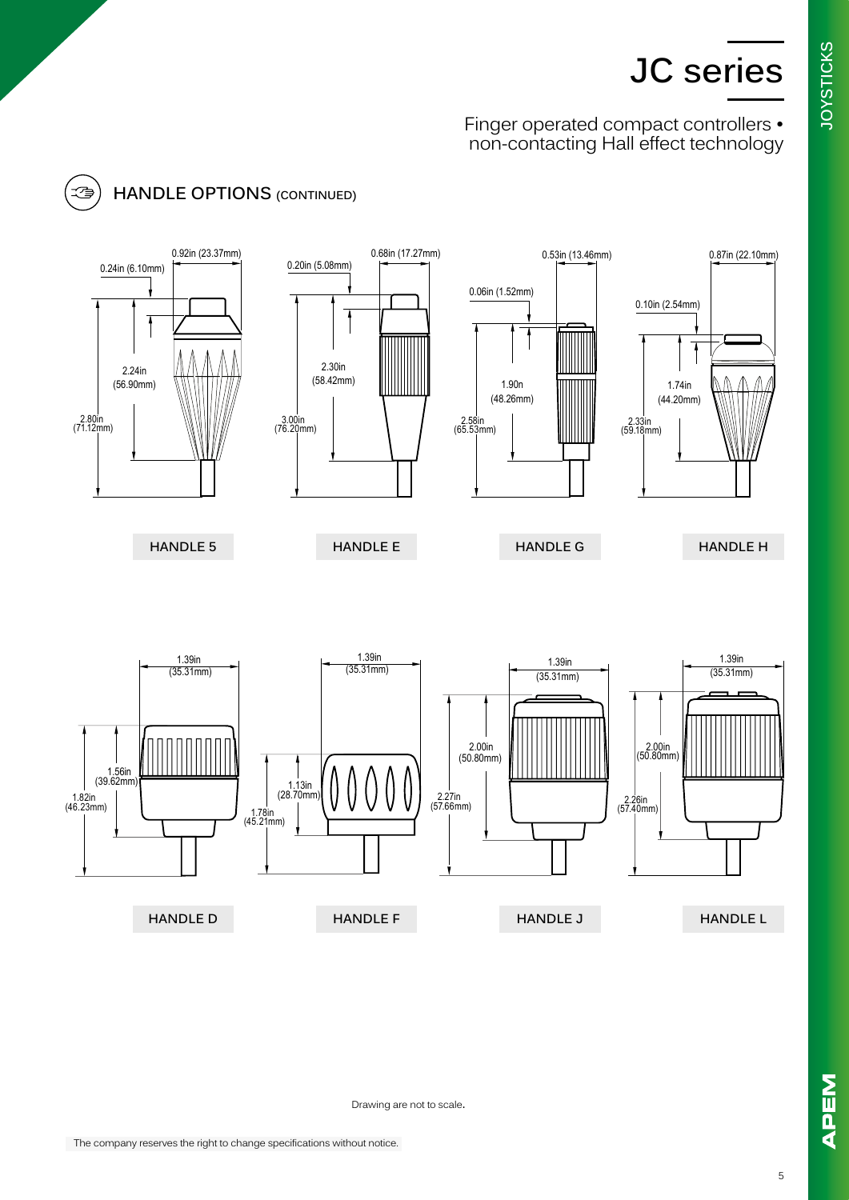# JC series

Finger operated compact controllers • non-contacting Hall effect technology

## HANDLE OPTIONS (CONTINUED)

0.24in (6.10mm)
0.92in (23.37mm)
2.24in (56.90mm)
2.80in (71.12mm)

HANDLE 5

0.20in (5.08mm)
0.68in (17.27mm)
2.30in (58.42mm)
3.00in (76.20mm)

HANDLE E

0.06in (1.52mm)
0.53in (13.46mm)
1.90n (48.26mm)
2.58in (65.53mm)

HANDLE G

0.10in (2.54mm)
0.87in (22.10mm)
1.74in (44.20mm)
2.33in (59.18mm)

HANDLE H

1.39in (35.31mm)
1.56in (39.62mm)
1.82in (46.23mm)

HANDLE D

1.39in (35.31mm)
1.13in (28.70mm)
1.78in (45.21mm)

HANDLE F

1.39in (35.31mm)
2.00in (50.80mm)
2.27in (57.66mm)

HANDLE J

1.39in (35.31mm)
2.00in (50.80mm)
2.26in (57.40mm)

HANDLE L

Drawing are not to scale.

The company reserves the right to change specifications without notice.